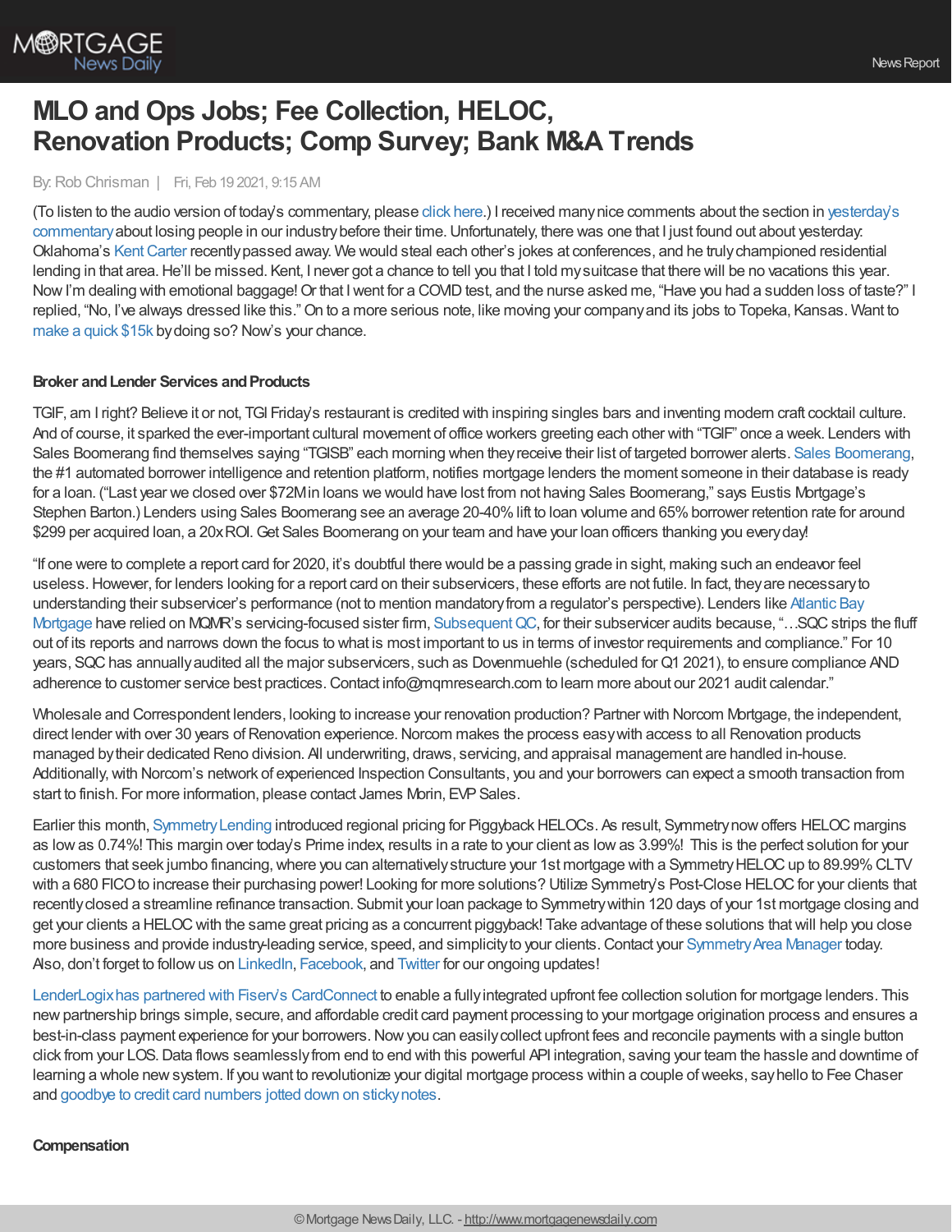# MLO and Ops Jobs; Fee Collection, HELOC, Renovation Products; Comp Survey; Bank M&A Trends

By: Rob Chrisman | Fri, Feb 19 2021, 9:15 AM

(To listen to the audio version of today's commentary, please click here.) I received many nice comments about the section in yesterday's commentary about losing people in our industry before their time. Unfortunately, there was one that I just found out about yesterday: Oklahoma's Kent Carter recently passed away. We would steal each other's jokes at conferences, and he truly championed residential lending in that area. He'll be missed. Kent, I never got a chance to tell you that I told my suitcase that there will be no vacations this year. Now I'm dealing with emotional baggage! Or that I went for a COVID test, and the nurse asked me, "Have you had a sudden loss of taste?" I replied, "No, I've always dressed like this." On to a more serious note, like moving your company and its jobs to Topeka, Kansas. Want to make a quick $15k by doing so? Now's your chance.

**Broker and Lender Services and Products**

TGIF, am I right? Believe it or not, TGI Friday's restaurant is credited with inspiring singles bars and inventing modern craft cocktail culture. And of course, it sparked the ever-important cultural movement of office workers greeting each other with "TGIF" once a week. Lenders with Sales Boomerang find themselves saying "TGISB" each morning when they receive their list of targeted borrower alerts. Sales Boomerang, the #1 automated borrower intelligence and retention platform, notifies mortgage lenders the moment someone in their database is ready for a loan. ("Last year we closed over $72M in loans we would have lost from not having Sales Boomerang," says Eustis Mortgage's Stephen Barton.) Lenders using Sales Boomerang see an average 20-40% lift to loan volume and 65% borrower retention rate for around $299 per acquired loan, a 20x ROI. Get Sales Boomerang on your team and have your loan officers thanking you every day!

"If one were to complete a report card for 2020, it's doubtful there would be a passing grade in sight, making such an endeavor feel useless. However, for lenders looking for a report card on their subservicers, these efforts are not futile. In fact, they are necessary to understanding their subservicer's performance (not to mention mandatory from a regulator's perspective). Lenders like Atlantic Bay Mortgage have relied on MQMR's servicing-focused sister firm, Subsequent QC, for their subservicer audits because, "…SQC strips the fluff out of its reports and narrows down the focus to what is most important to us in terms of investor requirements and compliance." For 10 years, SQC has annually audited all the major subservicers, such as Dovenmuehle (scheduled for Q1 2021), to ensure compliance AND adherence to customer service best practices. Contact info@mqmresearch.com to learn more about our 2021 audit calendar."

Wholesale and Correspondent lenders, looking to increase your renovation production? Partner with Norcom Mortgage, the independent, direct lender with over 30 years of Renovation experience. Norcom makes the process easy with access to all Renovation products managed by their dedicated Reno division. All underwriting, draws, servicing, and appraisal management are handled in-house. Additionally, with Norcom's network of experienced Inspection Consultants, you and your borrowers can expect a smooth transaction from start to finish. For more information, please contact James Morin, EVP Sales.

Earlier this month, Symmetry Lending introduced regional pricing for Piggyback HELOCs. As result, Symmetry now offers HELOC margins as low as 0.74%! This margin over today's Prime index, results in a rate to your client as low as 3.99%! This is the perfect solution for your customers that seek jumbo financing, where you can alternatively structure your 1st mortgage with a Symmetry HELOC up to 89.99% CLTV with a 680 FICO to increase their purchasing power! Looking for more solutions? Utilize Symmetry's Post-Close HELOC for your clients that recently closed a streamline refinance transaction. Submit your loan package to Symmetry within 120 days of your 1st mortgage closing and get your clients a HELOC with the same great pricing as a concurrent piggyback! Take advantage of these solutions that will help you close more business and provide industry-leading service, speed, and simplicity to your clients. Contact your Symmetry Area Manager today. Also, don't forget to follow us on LinkedIn, Facebook, and Twitter for our ongoing updates!

LenderLogix has partnered with Fiserv's CardConnect to enable a fully integrated upfront fee collection solution for mortgage lenders. This new partnership brings simple, secure, and affordable credit card payment processing to your mortgage origination process and ensures a best-in-class payment experience for your borrowers. Now you can easily collect upfront fees and reconcile payments with a single button click from your LOS. Data flows seamlessly from end to end with this powerful API integration, saving your team the hassle and downtime of learning a whole new system. If you want to revolutionize your digital mortgage process within a couple of weeks, say hello to Fee Chaser and goodbye to credit card numbers jotted down on sticky notes.

**Compensation**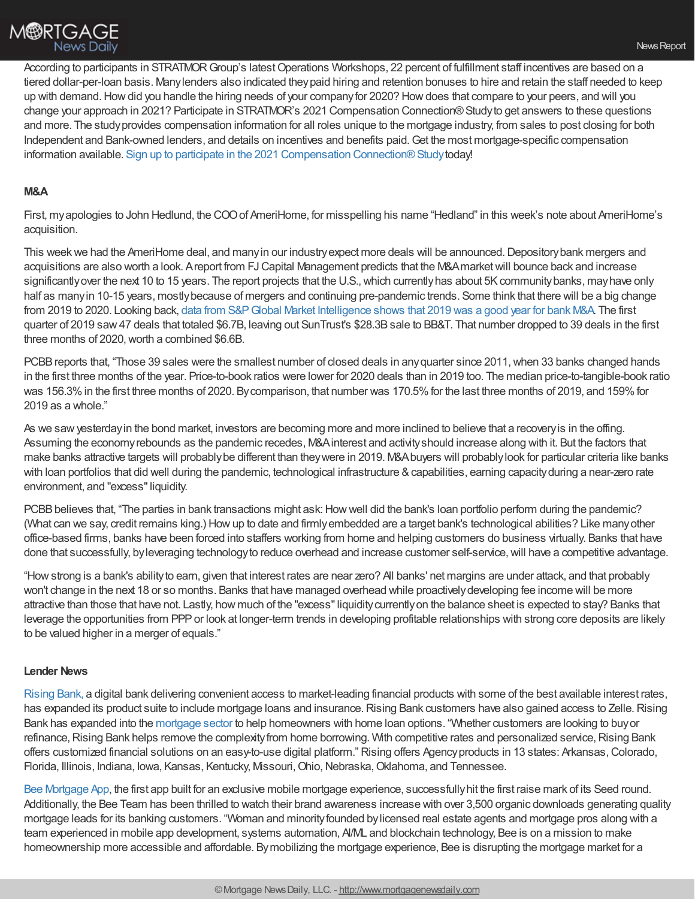According to participants in STRATMOR Group's latest Operations Workshops, 22 percent of fulfillment staff incentives are based on a tiered dollar-per-loan basis. Many lenders also indicated they paid hiring and retention bonuses to hire and retain the staff needed to keep up with demand. How did you handle the hiring needs of your company for 2020? How does that compare to your peers, and will you change your approach in 2021? Participate in STRATMOR's 2021 Compensation Connection® Study to get answers to these questions and more. The study provides compensation information for all roles unique to the mortgage industry, from sales to post closing for both Independent and Bank-owned lenders, and details on incentives and benefits paid. Get the most mortgage-specific compensation information available. Sign up to participate in the 2021 Compensation Connection® Study today!

**M&A**

First, my apologies to John Hedlund, the COO of AmeriHome, for misspelling his name "Hedland" in this week's note about AmeriHome's acquisition.

This week we had the AmeriHome deal, and many in our industry expect more deals will be announced. Depository bank mergers and acquisitions are also worth a look. A report from FJ Capital Management predicts that the M&A market will bounce back and increase significantly over the next 10 to 15 years. The report projects that the U.S., which currently has about 5K community banks, may have only half as many in 10-15 years, mostly because of mergers and continuing pre-pandemic trends. Some think that there will be a big change from 2019 to 2020. Looking back, data from S&P Global Market Intelligence shows that 2019 was a good year for bank M&A. The first quarter of 2019 saw 47 deals that totaled $6.7B, leaving out SunTrust's $28.3B sale to BB&T. That number dropped to 39 deals in the first three months of 2020, worth a combined $6.6B.

PCBB reports that, "Those 39 sales were the smallest number of closed deals in any quarter since 2011, when 33 banks changed hands in the first three months of the year. Price-to-book ratios were lower for 2020 deals than in 2019 too. The median price-to-tangible-book ratio was 156.3% in the first three months of 2020. By comparison, that number was 170.5% for the last three months of 2019, and 159% for 2019 as a whole."

As we saw yesterday in the bond market, investors are becoming more and more inclined to believe that a recovery is in the offing. Assuming the economy rebounds as the pandemic recedes, M&A interest and activity should increase along with it. But the factors that make banks attractive targets will probably be different than they were in 2019. M&A buyers will probably look for particular criteria like banks with loan portfolios that did well during the pandemic, technological infrastructure & capabilities, earning capacity during a near-zero rate environment, and "excess" liquidity.

PCBB believes that, "The parties in bank transactions might ask: How well did the bank's loan portfolio perform during the pandemic? (What can we say, credit remains king.) How up to date and firmly embedded are a target bank's technological abilities? Like many other office-based firms, banks have been forced into staffers working from home and helping customers do business virtually. Banks that have done that successfully, by leveraging technology to reduce overhead and increase customer self-service, will have a competitive advantage.

"How strong is a bank's ability to earn, given that interest rates are near zero? All banks' net margins are under attack, and that probably won't change in the next 18 or so months. Banks that have managed overhead while proactively developing fee income will be more attractive than those that have not. Lastly, how much of the "excess" liquidity currently on the balance sheet is expected to stay? Banks that leverage the opportunities from PPP or look at longer-term trends in developing profitable relationships with strong core deposits are likely to be valued higher in a merger of equals."

**Lender News**

Rising Bank, a digital bank delivering convenient access to market-leading financial products with some of the best available interest rates, has expanded its product suite to include mortgage loans and insurance. Rising Bank customers have also gained access to Zelle. Rising Bank has expanded into the mortgage sector to help homeowners with home loan options. "Whether customers are looking to buy or refinance, Rising Bank helps remove the complexity from home borrowing. With competitive rates and personalized service, Rising Bank offers customized financial solutions on an easy-to-use digital platform." Rising offers Agency products in 13 states: Arkansas, Colorado, Florida, Illinois, Indiana, Iowa, Kansas, Kentucky, Missouri, Ohio, Nebraska, Oklahoma, and Tennessee.

Bee Mortgage App, the first app built for an exclusive mobile mortgage experience, successfully hit the first raise mark of its Seed round. Additionally, the Bee Team has been thrilled to watch their brand awareness increase with over 3,500 organic downloads generating quality mortgage leads for its banking customers. "Woman and minority founded by licensed real estate agents and mortgage pros along with a team experienced in mobile app development, systems automation, AI/ML and blockchain technology, Bee is on a mission to make homeownership more accessible and affordable. By mobilizing the mortgage experience, Bee is disrupting the mortgage market for a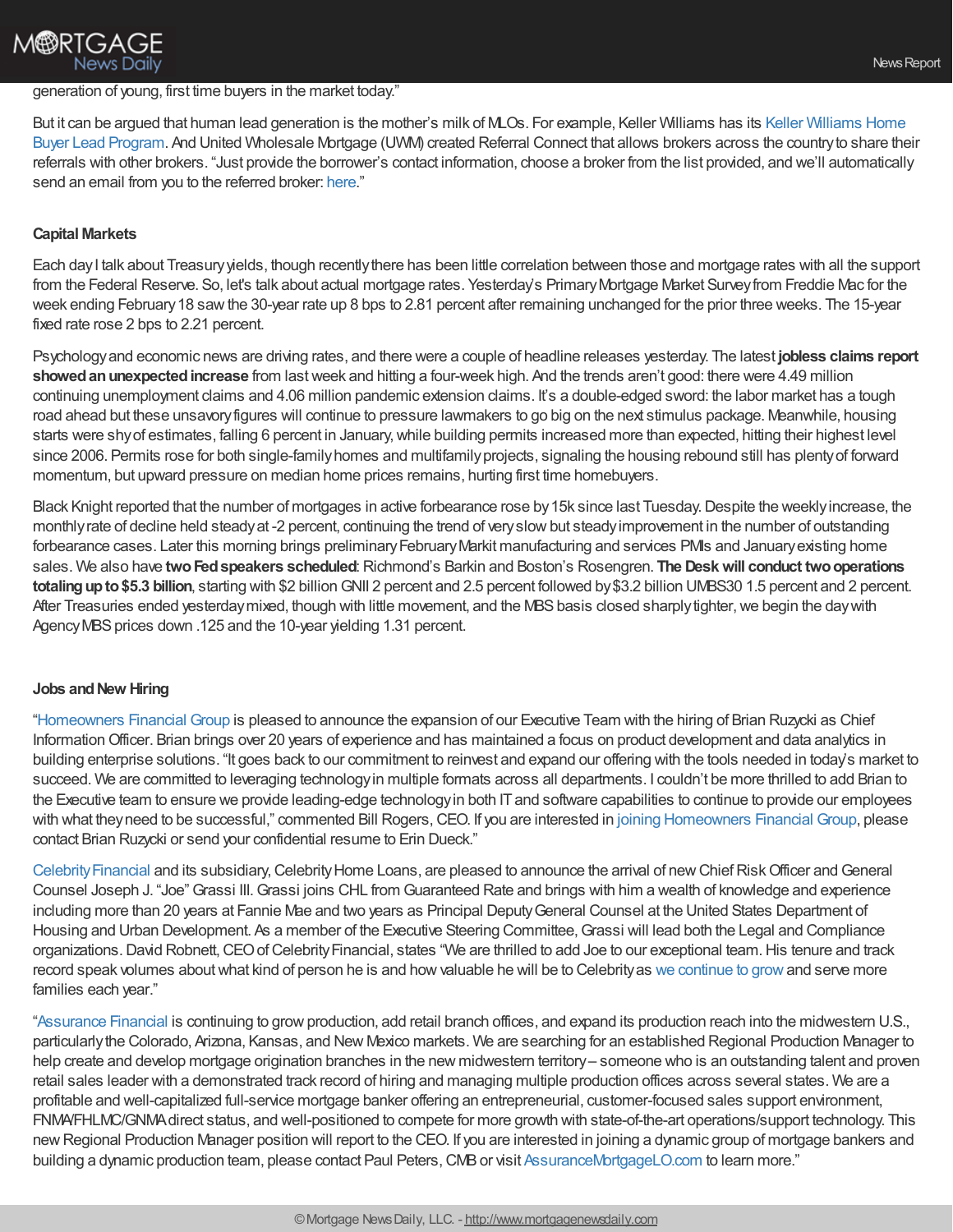generation of young, first time buyers in the market today."

But it can be argued that human lead generation is the mother's milk of MLOs. For example, Keller Williams has its Keller Williams Home Buyer Lead Program. And United Wholesale Mortgage (UWM) created Referral Connect that allows brokers across the country to share their referrals with other brokers. "Just provide the borrower's contact information, choose a broker from the list provided, and we'll automatically send an email from you to the referred broker: here."

**Capital Markets**

Each day I talk about Treasury yields, though recently there has been little correlation between those and mortgage rates with all the support from the Federal Reserve. So, let's talk about actual mortgage rates. Yesterday's Primary Mortgage Market Survey from Freddie Mac for the week ending February 18 saw the 30-year rate up 8 bps to 2.81 percent after remaining unchanged for the prior three weeks. The 15-year fixed rate rose 2 bps to 2.21 percent.

Psychology and economic news are driving rates, and there were a couple of headline releases yesterday. The latest **jobless claims report showed an unexpected increase** from last week and hitting a four-week high. And the trends aren't good: there were 4.49 million continuing unemployment claims and 4.06 million pandemic extension claims. It's a double-edged sword: the labor market has a tough road ahead but these unsavory figures will continue to pressure lawmakers to go big on the next stimulus package. Meanwhile, housing starts were shy of estimates, falling 6 percent in January, while building permits increased more than expected, hitting their highest level since 2006. Permits rose for both single-family homes and multifamily projects, signaling the housing rebound still has plenty of forward momentum, but upward pressure on median home prices remains, hurting first time homebuyers.

Black Knight reported that the number of mortgages in active forbearance rose by 15k since last Tuesday. Despite the weekly increase, the monthly rate of decline held steady at -2 percent, continuing the trend of very slow but steady improvement in the number of outstanding forbearance cases. Later this morning brings preliminary February Markit manufacturing and services PMIs and January existing home sales. We also have **two Fed speakers scheduled**: Richmond's Barkin and Boston's Rosengren. **The Desk will conduct two operations totaling up to $5.3 billion**, starting with $2 billion GNII 2 percent and 2.5 percent followed by $3.2 billion UMBS30 1.5 percent and 2 percent. After Treasuries ended yesterday mixed, though with little movement, and the MBS basis closed sharply tighter, we begin the day with Agency MBS prices down .125 and the 10-year yielding 1.31 percent.

**Jobs and New Hiring**

"Homeowners Financial Group is pleased to announce the expansion of our Executive Team with the hiring of Brian Ruzycki as Chief Information Officer. Brian brings over 20 years of experience and has maintained a focus on product development and data analytics in building enterprise solutions. "It goes back to our commitment to reinvest and expand our offering with the tools needed in today's market to succeed. We are committed to leveraging technology in multiple formats across all departments. I couldn't be more thrilled to add Brian to the Executive team to ensure we provide leading-edge technology in both IT and software capabilities to continue to provide our employees with what they need to be successful," commented Bill Rogers, CEO. If you are interested in joining Homeowners Financial Group, please contact Brian Ruzycki or send your confidential resume to Erin Dueck."

Celebrity Financial and its subsidiary, Celebrity Home Loans, are pleased to announce the arrival of new Chief Risk Officer and General Counsel Joseph J. "Joe" Grassi III. Grassi joins CHL from Guaranteed Rate and brings with him a wealth of knowledge and experience including more than 20 years at Fannie Mae and two years as Principal Deputy General Counsel at the United States Department of Housing and Urban Development. As a member of the Executive Steering Committee, Grassi will lead both the Legal and Compliance organizations. David Robnett, CEO of Celebrity Financial, states "We are thrilled to add Joe to our exceptional team. His tenure and track record speak volumes about what kind of person he is and how valuable he will be to Celebrity as we continue to grow and serve more families each year."

"Assurance Financial is continuing to grow production, add retail branch offices, and expand its production reach into the midwestern U.S., particularly the Colorado, Arizona, Kansas, and New Mexico markets. We are searching for an established Regional Production Manager to help create and develop mortgage origination branches in the new midwestern territory – someone who is an outstanding talent and proven retail sales leader with a demonstrated track record of hiring and managing multiple production offices across several states. We are a profitable and well-capitalized full-service mortgage banker offering an entrepreneurial, customer-focused sales support environment, FNMA/FHLMC/GNMA direct status, and well-positioned to compete for more growth with state-of-the-art operations/support technology. This new Regional Production Manager position will report to the CEO. If you are interested in joining a dynamic group of mortgage bankers and building a dynamic production team, please contact Paul Peters, CMB or visit AssuranceMortgageLO.com to learn more."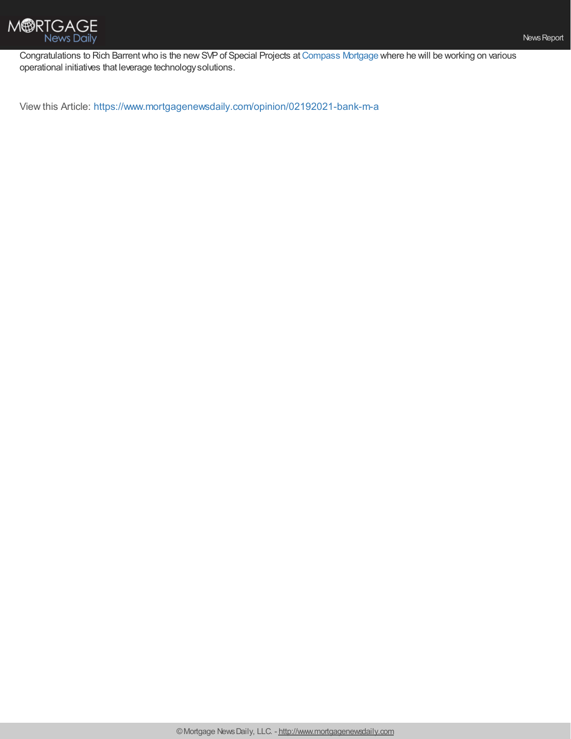Congratulations to Rich Barrent who is the new SVP of Special Projects at Compass Mortgage where he will be working on various operational initiatives that leverage technology solutions.

View this Article: https://www.mortgagenewsdaily.com/opinion/02192021-bank-m-a